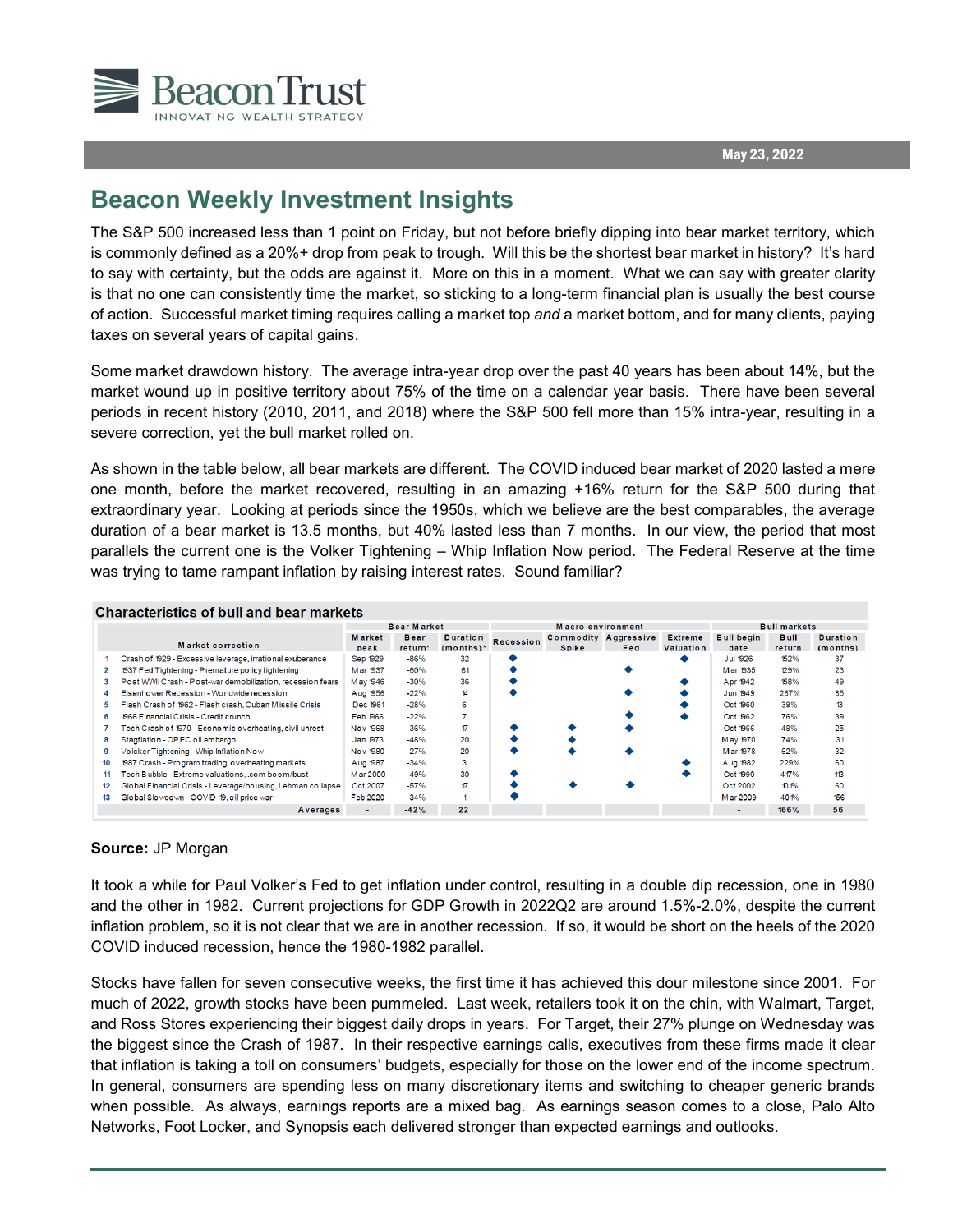Beacon Trust
INNOVATING WEALTH STRATEGY

May 23, 2022

# Beacon Weekly Investment Insights

The S&P 500 increased less than 1 point on Friday, but not before briefly dipping into bear market territory, which is commonly defined as a 20%+ drop from peak to trough. Will this be the shortest bear market in history? It's hard to say with certainty, but the odds are against it. More on this in a moment. What we can say with greater clarity is that no one can consistently time the market, so sticking to a long-term financial plan is usually the best course of action. Successful market timing requires calling a market top *and* a market bottom, and for many clients, paying taxes on several years of capital gains.

Some market drawdown history. The average intra-year drop over the past 40 years has been about 14%, but the market wound up in positive territory about 75% of the time on a calendar year basis. There have been several periods in recent history (2010, 2011, and 2018) where the S&P 500 fell more than 15% intra-year, resulting in a severe correction, yet the bull market rolled on.

As shown in the table below, all bear markets are different. The COVID induced bear market of 2020 lasted a mere one month, before the market recovered, resulting in an amazing +16% return for the S&P 500 during that extraordinary year. Looking at periods since the 1950s, which we believe are the best comparables, the average duration of a bear market is 13.5 months, but 40% lasted less than 7 months. In our view, the period that most parallels the current one is the Volker Tightening – Whip Inflation Now period. The Federal Reserve at the time was trying to tame rampant inflation by raising interest rates. Sound familiar?

**Characteristics of bull and bear markets**

| | | Bear Market | | | Macro environment | | | | Bull markets | | |
|---|---|---|---|---|---|---|---|---|---|---|---|
| | Market correction | Market peak | Bear return* | Duration (months)* | Recession | Commodity Spike | Aggressive Fed | Extreme Valuation | Bull begin date | Bull return | Duration (months) |
| 1 | Crash of 1929 - Excessive leverage, irrational exuberance | Sep 1929 | -86% | 32 | ◆ | | | ◆ | Jul 1926 | 152% | 37 |
| 2 | 1937 Fed Tightening - Premature policy tightening | Mar 1937 | -60% | 61 | ◆ | | ◆ | | Mar 1935 | 129% | 23 |
| 3 | Post WWII Crash - Post-war demobilization, recession fears | May 1946 | -30% | 36 | ◆ | | | ◆ | Apr 1942 | 158% | 49 |
| 4 | Eisenhower Recession - Worldwide recession | Aug 1956 | -22% | 14 | ◆ | | ◆ | ◆ | Jun 1949 | 267% | 85 |
| 5 | Flash Crash of 1962 - Flash crash, Cuban Missile Crisis | Dec 1961 | -28% | 6 | | | | ◆ | Oct 1960 | 39% | 13 |
| 6 | 1966 Financial Crisis - Credit crunch | Feb 1966 | -22% | 7 | | | ◆ | ◆ | Oct 1962 | 76% | 39 |
| 7 | Tech Crash of 1970 - Economic overheating, civil unrest | Nov 1968 | -36% | 17 | ◆ | ◆ | ◆ | | Oct 1966 | 48% | 25 |
| 8 | Stagflation - OPEC oil embargo | Jan 1973 | -48% | 20 | ◆ | ◆ | | | May 1970 | 74% | 31 |
| 9 | Volcker Tightening - Whip Inflation Now | Nov 1980 | -27% | 20 | ◆ | ◆ | ◆ | | Mar 1978 | 62% | 32 |
| 10 | 1987 Crash - Program trading, overheating markets | Aug 1987 | -34% | 3 | | | | ◆ | Aug 1982 | 229% | 60 |
| 11 | Tech Bubble - Extreme valuations, .com boom/bust | Mar 2000 | -49% | 30 | ◆ | | | ◆ | Oct 1990 | 417% | 113 |
| 12 | Global Financial Crisis - Leverage/housing, Lehman collapse | Oct 2007 | -57% | 17 | ◆ | ◆ | ◆ | | Oct 2002 | 101% | 60 |
| 13 | Global Slowdown - COVID-19, oil price war | Feb 2020 | -34% | 1 | ◆ | | | | Mar 2009 | 401% | 156 |
| | Averages | - | -42% | 22 | | | | | - | 166% | 56 |

**Source:** JP Morgan

It took a while for Paul Volker's Fed to get inflation under control, resulting in a double dip recession, one in 1980 and the other in 1982. Current projections for GDP Growth in 2022Q2 are around 1.5%-2.0%, despite the current inflation problem, so it is not clear that we are in another recession. If so, it would be short on the heels of the 2020 COVID induced recession, hence the 1980-1982 parallel.

Stocks have fallen for seven consecutive weeks, the first time it has achieved this dour milestone since 2001. For much of 2022, growth stocks have been pummeled. Last week, retailers took it on the chin, with Walmart, Target, and Ross Stores experiencing their biggest daily drops in years. For Target, their 27% plunge on Wednesday was the biggest since the Crash of 1987. In their respective earnings calls, executives from these firms made it clear that inflation is taking a toll on consumers' budgets, especially for those on the lower end of the income spectrum. In general, consumers are spending less on many discretionary items and switching to cheaper generic brands when possible. As always, earnings reports are a mixed bag. As earnings season comes to a close, Palo Alto Networks, Foot Locker, and Synopsis each delivered stronger than expected earnings and outlooks.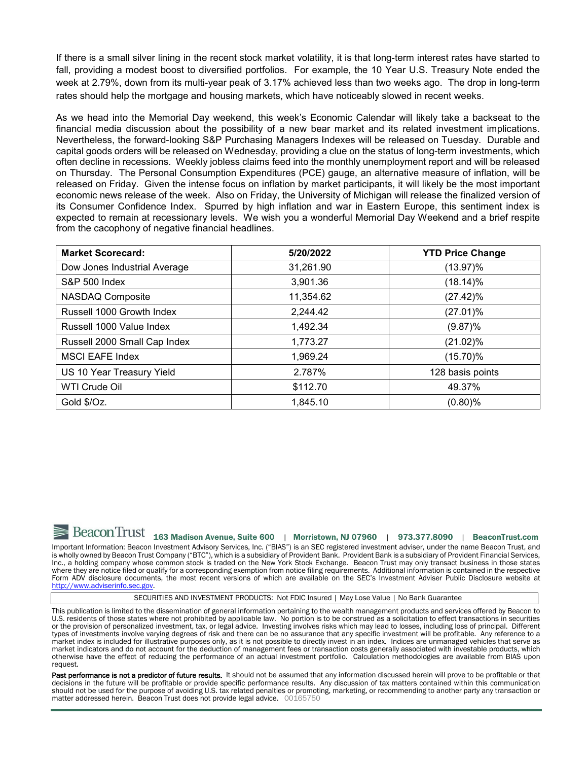If there is a small silver lining in the recent stock market volatility, it is that long-term interest rates have started to fall, providing a modest boost to diversified portfolios. For example, the 10 Year U.S. Treasury Note ended the week at 2.79%, down from its multi-year peak of 3.17% achieved less than two weeks ago. The drop in long-term rates should help the mortgage and housing markets, which have noticeably slowed in recent weeks.

As we head into the Memorial Day weekend, this week's Economic Calendar will likely take a backseat to the financial media discussion about the possibility of a new bear market and its related investment implications. Nevertheless, the forward-looking S&P Purchasing Managers Indexes will be released on Tuesday. Durable and capital goods orders will be released on Wednesday, providing a clue on the status of long-term investments, which often decline in recessions. Weekly jobless claims feed into the monthly unemployment report and will be released on Thursday. The Personal Consumption Expenditures (PCE) gauge, an alternative measure of inflation, will be released on Friday. Given the intense focus on inflation by market participants, it will likely be the most important economic news release of the week. Also on Friday, the University of Michigan will release the finalized version of its Consumer Confidence Index. Spurred by high inflation and war in Eastern Europe, this sentiment index is expected to remain at recessionary levels. We wish you a wonderful Memorial Day Weekend and a brief respite from the cacophony of negative financial headlines.

| **Market Scorecard:** | **5/20/2022** | **YTD Price Change** |
|---|---|---|
| Dow Jones Industrial Average | 31,261.90 | (13.97)% |
| S&P 500 Index | 3,901.36 | (18.14)% |
| NASDAQ Composite | 11,354.62 | (27.42)% |
| Russell 1000 Growth Index | 2,244.42 | (27.01)% |
| Russell 1000 Value Index | 1,492.34 | (9.87)% |
| Russell 2000 Small Cap Index | 1,773.27 | (21.02)% |
| MSCI EAFE Index | 1,969.24 | (15.70)% |
| US 10 Year Treasury Yield | 2.787% | 128 basis points |
| WTI Crude Oil | $112.70 | 49.37% |
| Gold $/Oz. | 1,845.10 | (0.80)% |

Beacon Trust 163 Madison Avenue, Suite 600 | Morristown, NJ 07960 | 973.377.8090 | BeaconTrust.com

Important Information: Beacon Investment Advisory Services, Inc. ("BIAS") is an SEC registered investment adviser, under the name Beacon Trust, and is wholly owned by Beacon Trust Company ("BTC"), which is a subsidiary of Provident Bank. Provident Bank is a subsidiary of Provident Financial Services, Inc., a holding company whose common stock is traded on the New York Stock Exchange. Beacon Trust may only transact business in those states where they are notice filed or qualify for a corresponding exemption from notice filing requirements. Additional information is contained in the respective Form ADV disclosure documents, the most recent versions of which are available on the SEC's Investment Adviser Public Disclosure website at http://www.adviserinfo.sec.gov.

SECURITIES AND INVESTMENT PRODUCTS: Not FDIC Insured | May Lose Value | No Bank Guarantee

This publication is limited to the dissemination of general information pertaining to the wealth management products and services offered by Beacon to U.S. residents of those states where not prohibited by applicable law. No portion is to be construed as a solicitation to effect transactions in securities or the provision of personalized investment, tax, or legal advice. Investing involves risks which may lead to losses, including loss of principal. Different types of investments involve varying degrees of risk and there can be no assurance that any specific investment will be profitable. Any reference to a market index is included for illustrative purposes only, as it is not possible to directly invest in an index. Indices are unmanaged vehicles that serve as market indicators and do not account for the deduction of management fees or transaction costs generally associated with investable products, which otherwise have the effect of reducing the performance of an actual investment portfolio. Calculation methodologies are available from BIAS upon request.

**Past performance is not a predictor of future results.** It should not be assumed that any information discussed herein will prove to be profitable or that decisions in the future will be profitable or provide specific performance results. Any discussion of tax matters contained within this communication should not be used for the purpose of avoiding U.S. tax related penalties or promoting, marketing, or recommending to another party any transaction or matter addressed herein. Beacon Trust does not provide legal advice. 00165750